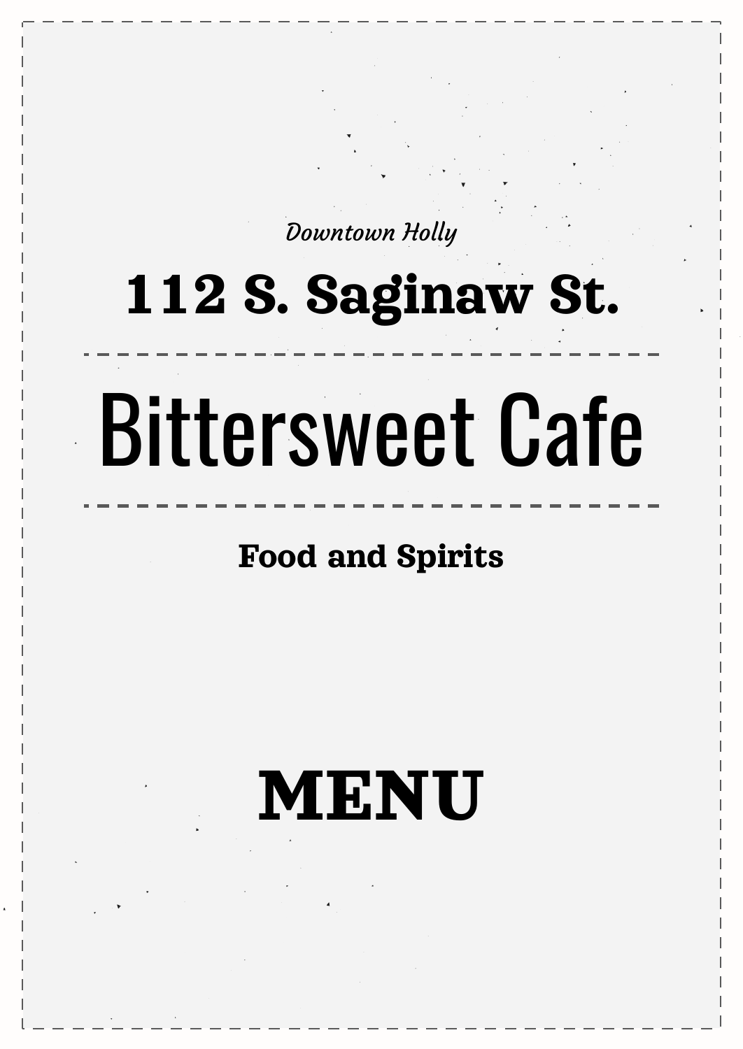*Downtown Holly*

**112 S. Saginaw St.**

# Bittersweet Cafe

**Food and Spirits**

# MENU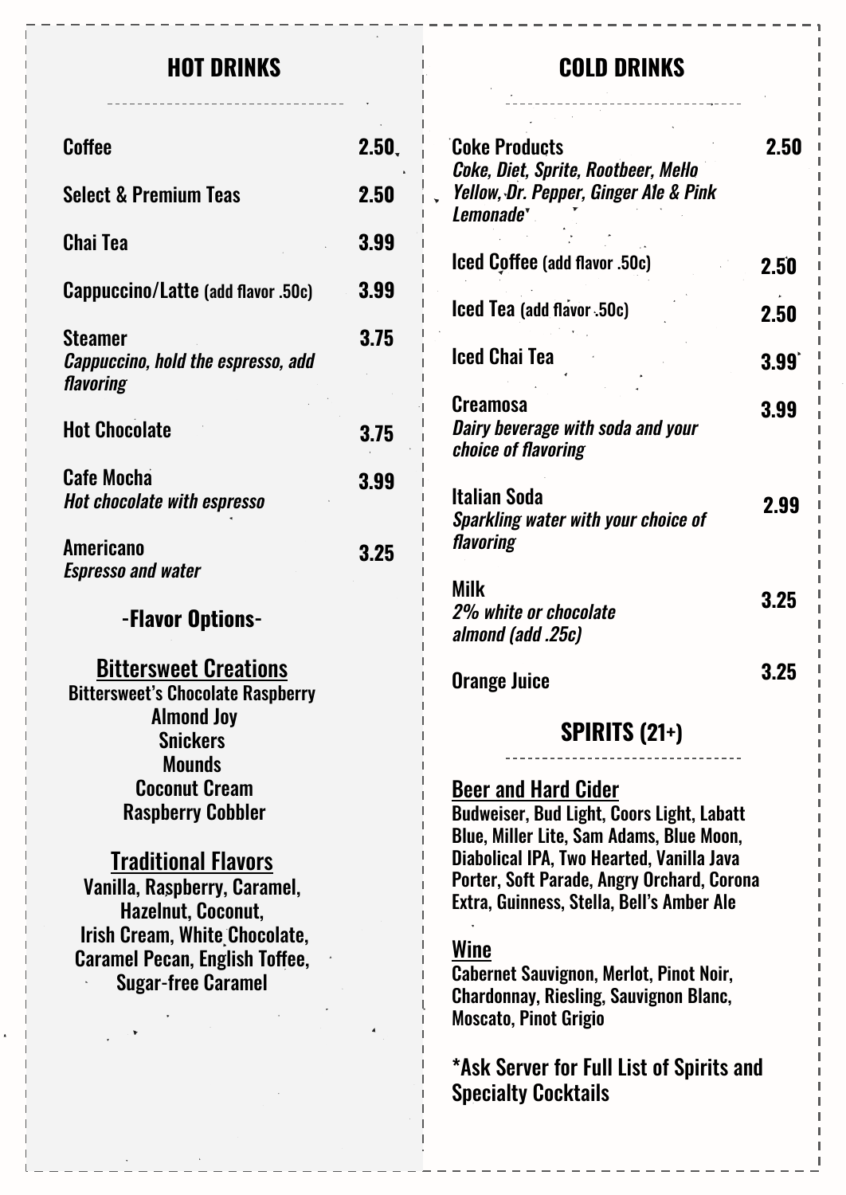## HOT DRINKS

| Item | Price |
| --- | --- |
| Coffee | 2.50 |
| Select & Premium Teas | 2.50 |
| Chai Tea | 3.99 |
| Cappuccino/Latte (add flavor .50c) | 3.99 |
| Steamer<br>*Cappuccino, hold the espresso, add flavoring* | 3.75 |
| Hot Chocolate | 3.75 |
| Cafe Mocha<br>*Hot chocolate with espresso* | 3.99 |
| Americano<br>*Espresso and water* | 3.25 |

### -Flavor Options-

**Bittersweet Creations**

Bittersweet's Chocolate Raspberry
Almond Joy
Snickers
Mounds
Coconut Cream
Raspberry Cobbler

**Traditional Flavors**

Vanilla, Raspberry, Caramel, Hazelnut, Coconut, Irish Cream, White Chocolate, Caramel Pecan, English Toffee, Sugar-free Caramel

## COLD DRINKS

| Item | Price |
| --- | --- |
| Coke Products<br>*Coke, Diet, Sprite, Rootbeer, Mello Yellow, Dr. Pepper, Ginger Ale & Pink Lemonade* | 2.50 |
| Iced Coffee (add flavor .50c) | 2.50 |
| Iced Tea (add flavor .50c) | 2.50 |
| Iced Chai Tea | 3.99 |
| Creamosa<br>*Dairy beverage with soda and your choice of flavoring* | 3.99 |
| Italian Soda<br>*Sparkling water with your choice of flavoring* | 2.99 |
| Milk<br>*2% white or chocolate almond (add .25c)* | 3.25 |
| Orange Juice | 3.25 |

## SPIRITS (21+)

**Beer and Hard Cider**

Budweiser, Bud Light, Coors Light, Labatt Blue, Miller Lite, Sam Adams, Blue Moon, Diabolical IPA, Two Hearted, Vanilla Java Porter, Soft Parade, Angry Orchard, Corona Extra, Guinness, Stella, Bell's Amber Ale

**Wine**

Cabernet Sauvignon, Merlot, Pinot Noir, Chardonnay, Riesling, Sauvignon Blanc, Moscato, Pinot Grigio

*Ask Server for Full List of Spirits and Specialty Cocktails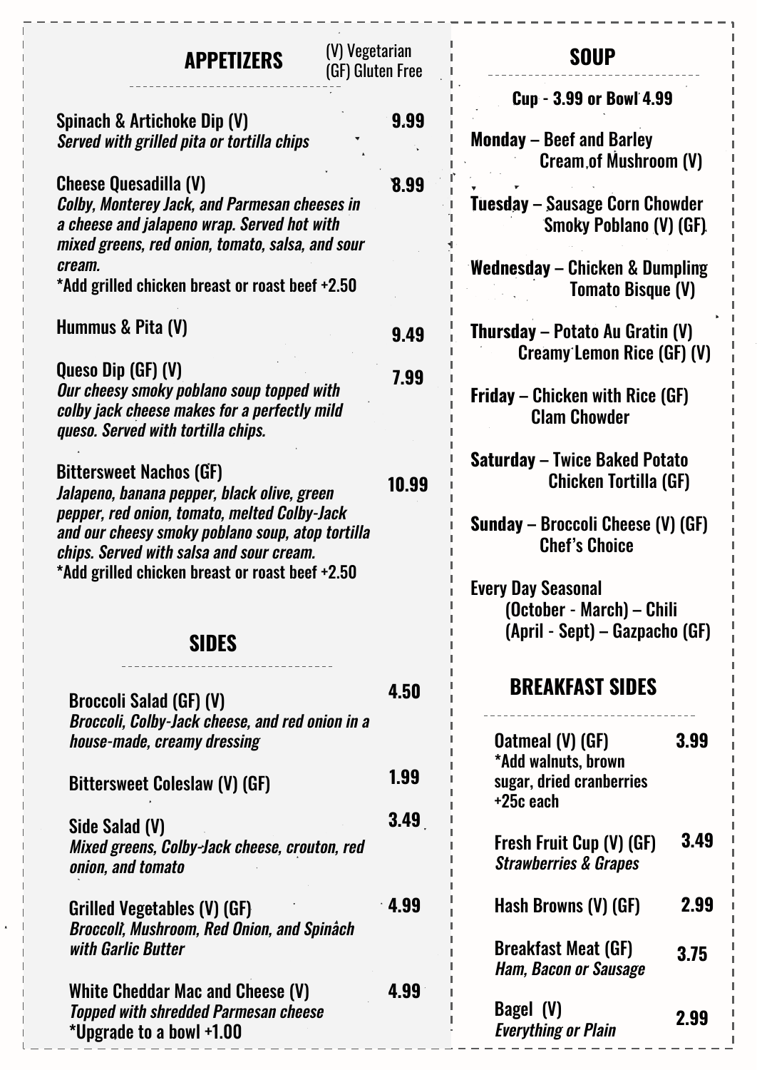## APPETIZERS

(V) Vegetarian
(GF) Gluten Free

**Spinach & Artichoke Dip (V)** — **9.99**
*Served with grilled pita or tortilla chips*

**Cheese Quesadilla (V)** — **8.99**
*Colby, Monterey Jack, and Parmesan cheeses in a cheese and jalapeno wrap. Served hot with mixed greens, red onion, tomato, salsa, and sour cream.*
*Add grilled chicken breast or roast beef +2.50

**Hummus & Pita (V)** — **9.49**

**Queso Dip (GF) (V)** — **7.99**
*Our cheesy smoky poblano soup topped with colby jack cheese makes for a perfectly mild queso. Served with tortilla chips.*

**Bittersweet Nachos (GF)** — **10.99**
*Jalapeno, banana pepper, black olive, green pepper, red onion, tomato, melted Colby-Jack and our cheesy smoky poblano soup, atop tortilla chips. Served with salsa and sour cream.*
*Add grilled chicken breast or roast beef +2.50

## SIDES

**Broccoli Salad (GF) (V)** — **4.50**
*Broccoli, Colby-Jack cheese, and red onion in a house-made, creamy dressing*

**Bittersweet Coleslaw (V) (GF)** — **1.99**

**Side Salad (V)** — **3.49**
*Mixed greens, Colby-Jack cheese, crouton, red onion, and tomato*

**Grilled Vegetables (V) (GF)** — **4.99**
*Broccoli, Mushroom, Red Onion, and Spinach with Garlic Butter*

**White Cheddar Mac and Cheese (V)** — **4.99**
*Topped with shredded Parmesan cheese*
*Upgrade to a bowl +1.00

## SOUP

**Cup - 3.99 or Bowl 4.99**

**Monday** – Beef and Barley
Cream of Mushroom (V)

**Tuesday** – Sausage Corn Chowder
Smoky Poblano (V) (GF)

**Wednesday** – Chicken & Dumpling
Tomato Bisque (V)

**Thursday** – Potato Au Gratin (V)
Creamy Lemon Rice (GF) (V)

**Friday** – Chicken with Rice (GF)
Clam Chowder

**Saturday** – Twice Baked Potato
Chicken Tortilla (GF)

**Sunday** – Broccoli Cheese (V) (GF)
Chef's Choice

**Every Day Seasonal**
(October - March) – Chili
(April - Sept) – Gazpacho (GF)

## BREAKFAST SIDES

**Oatmeal (V) (GF)** — **3.99**
*Add walnuts, brown sugar, dried cranberries +25c each

**Fresh Fruit Cup (V) (GF)** — **3.49**
*Strawberries & Grapes*

**Hash Browns (V) (GF)** — **2.99**

**Breakfast Meat (GF)** — **3.75**
*Ham, Bacon or Sausage*

**Bagel (V)** — **2.99**
*Everything or Plain*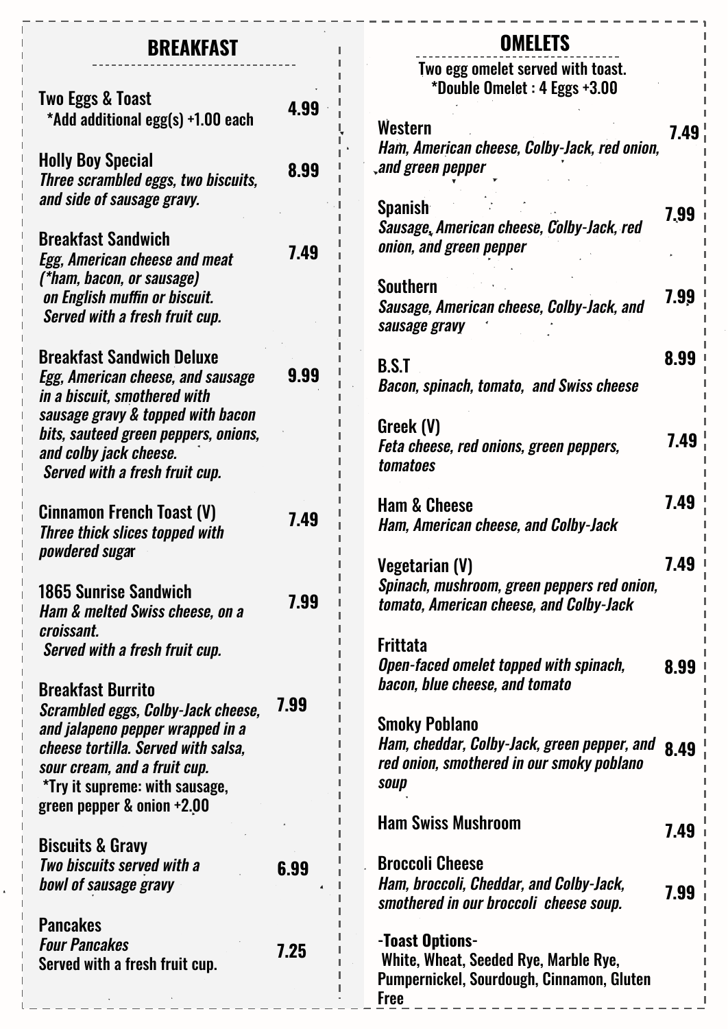## BREAKFAST

**Two Eggs & Toast** — 4.99
*Add additional egg(s) +1.00 each

**Holly Boy Special** — 8.99
*Three scrambled eggs, two biscuits, and side of sausage gravy.*

**Breakfast Sandwich** — 7.49
*Egg, American cheese and meat (*ham, bacon, or sausage) on English muffin or biscuit. Served with a fresh fruit cup.*

**Breakfast Sandwich Deluxe** — 9.99
*Egg, American cheese, and sausage in a biscuit, smothered with sausage gravy & topped with bacon bits, sauteed green peppers, onions, and colby jack cheese. Served with a fresh fruit cup.*

**Cinnamon French Toast (V)** — 7.49
*Three thick slices topped with powdered sugar*

**1865 Sunrise Sandwich** — 7.99
*Ham & melted Swiss cheese, on a croissant. Served with a fresh fruit cup.*

**Breakfast Burrito** — 7.99
*Scrambled eggs, Colby-Jack cheese, and jalapeno pepper wrapped in a cheese tortilla. Served with salsa, sour cream, and a fruit cup.*
*Try it supreme: with sausage, green pepper & onion +2.00

**Biscuits & Gravy** — 6.99
*Two biscuits served with a bowl of sausage gravy*

**Pancakes** — 7.25
*Four Pancakes*
Served with a fresh fruit cup.

## OMELETS

Two egg omelet served with toast.
*Double Omelet : 4 Eggs +3.00

**Western** — 7.49
*Ham, American cheese, Colby-Jack, red onion, and green pepper*

**Spanish** — 7.99
*Sausage, American cheese, Colby-Jack, red onion, and green pepper*

**Southern** — 7.99
*Sausage, American cheese, Colby-Jack, and sausage gravy*

**B.S.T** — 8.99
*Bacon, spinach, tomato, and Swiss cheese*

**Greek (V)** — 7.49
*Feta cheese, red onions, green peppers, tomatoes*

**Ham & Cheese** — 7.49
*Ham, American cheese, and Colby-Jack*

**Vegetarian (V)** — 7.49
*Spinach, mushroom, green peppers red onion, tomato, American cheese, and Colby-Jack*

**Frittata** — 8.99
*Open-faced omelet topped with spinach, bacon, blue cheese, and tomato*

**Smoky Poblano** — 8.49
*Ham, cheddar, Colby-Jack, green pepper, and red onion, smothered in our smoky poblano soup*

**Ham Swiss Mushroom** — 7.49

**Broccoli Cheese** — 7.99
*Ham, broccoli, Cheddar, and Colby-Jack, smothered in our broccoli cheese soup.*

**-Toast Options-**
White, Wheat, Seeded Rye, Marble Rye, Pumpernickel, Sourdough, Cinnamon, Gluten Free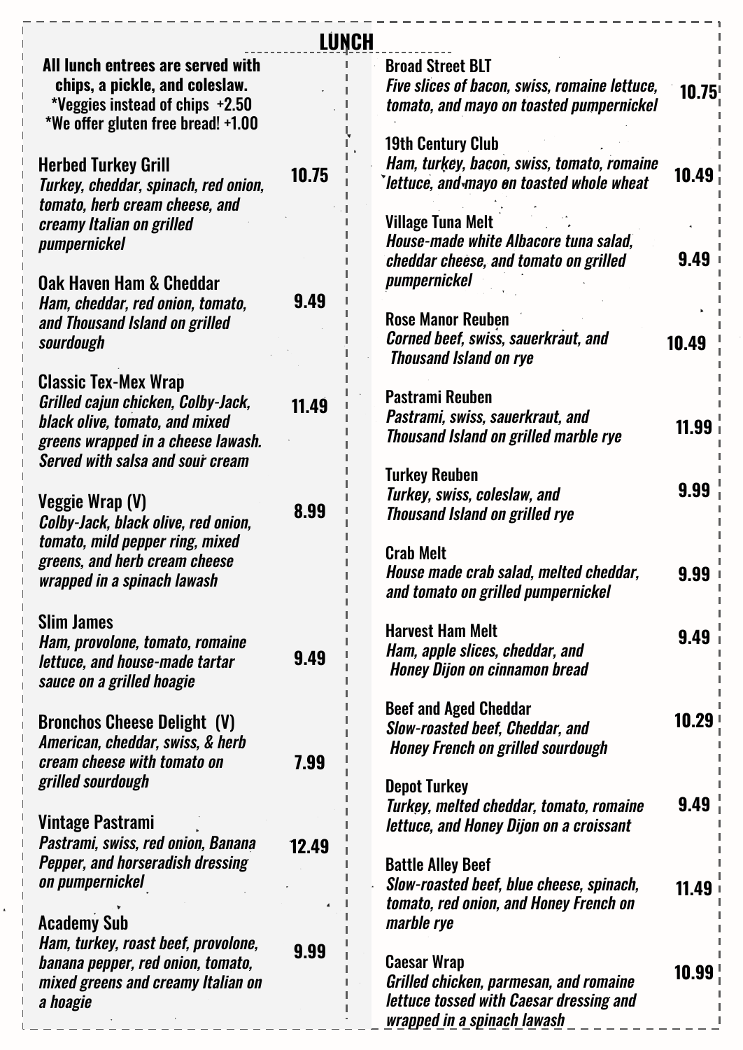# LUNCH

**All lunch entrees are served with chips, a pickle, and coleslaw.**
**\*Veggies instead of chips +2.50**
**\*We offer gluten free bread! +1.00**

**Herbed Turkey Grill** — 10.75
*Turkey, cheddar, spinach, red onion, tomato, herb cream cheese, and creamy Italian on grilled pumpernickel*

**Oak Haven Ham & Cheddar** — 9.49
*Ham, cheddar, red onion, tomato, and Thousand Island on grilled sourdough*

**Classic Tex-Mex Wrap** — 11.49
*Grilled cajun chicken, Colby-Jack, black olive, tomato, and mixed greens wrapped in a cheese lawash. Served with salsa and sour cream*

**Veggie Wrap (V)** — 8.99
*Colby-Jack, black olive, red onion, tomato, mild pepper ring, mixed greens, and herb cream cheese wrapped in a spinach lawash*

**Slim James** — 9.49
*Ham, provolone, tomato, romaine lettuce, and house-made tartar sauce on a grilled hoagie*

**Bronchos Cheese Delight (V)** — 7.99
*American, cheddar, swiss, & herb cream cheese with tomato on grilled sourdough*

**Vintage Pastrami** — 12.49
*Pastrami, swiss, red onion, Banana Pepper, and horseradish dressing on pumpernickel*

**Academy Sub** — 9.99
*Ham, turkey, roast beef, provolone, banana pepper, red onion, tomato, mixed greens and creamy Italian on a hoagie*

**Broad Street BLT** — 10.75
*Five slices of bacon, swiss, romaine lettuce, tomato, and mayo on toasted pumpernickel*

**19th Century Club** — 10.49
*Ham, turkey, bacon, swiss, tomato, romaine lettuce, and mayo on toasted whole wheat*

**Village Tuna Melt** — 9.49
*House-made white Albacore tuna salad, cheddar cheese, and tomato on grilled pumpernickel*

**Rose Manor Reuben** — 10.49
*Corned beef, swiss, sauerkraut, and Thousand Island on rye*

**Pastrami Reuben** — 11.99
*Pastrami, swiss, sauerkraut, and Thousand Island on grilled marble rye*

**Turkey Reuben** — 9.99
*Turkey, swiss, coleslaw, and Thousand Island on grilled rye*

**Crab Melt** — 9.99
*House made crab salad, melted cheddar, and tomato on grilled pumpernickel*

**Harvest Ham Melt** — 9.49
*Ham, apple slices, cheddar, and Honey Dijon on cinnamon bread*

**Beef and Aged Cheddar** — 10.29
*Slow-roasted beef, Cheddar, and Honey French on grilled sourdough*

**Depot Turkey** — 9.49
*Turkey, melted cheddar, tomato, romaine lettuce, and Honey Dijon on a croissant*

**Battle Alley Beef** — 11.49
*Slow-roasted beef, blue cheese, spinach, tomato, red onion, and Honey French on marble rye*

**Caesar Wrap** — 10.99
*Grilled chicken, parmesan, and romaine lettuce tossed with Caesar dressing and wrapped in a spinach lawash*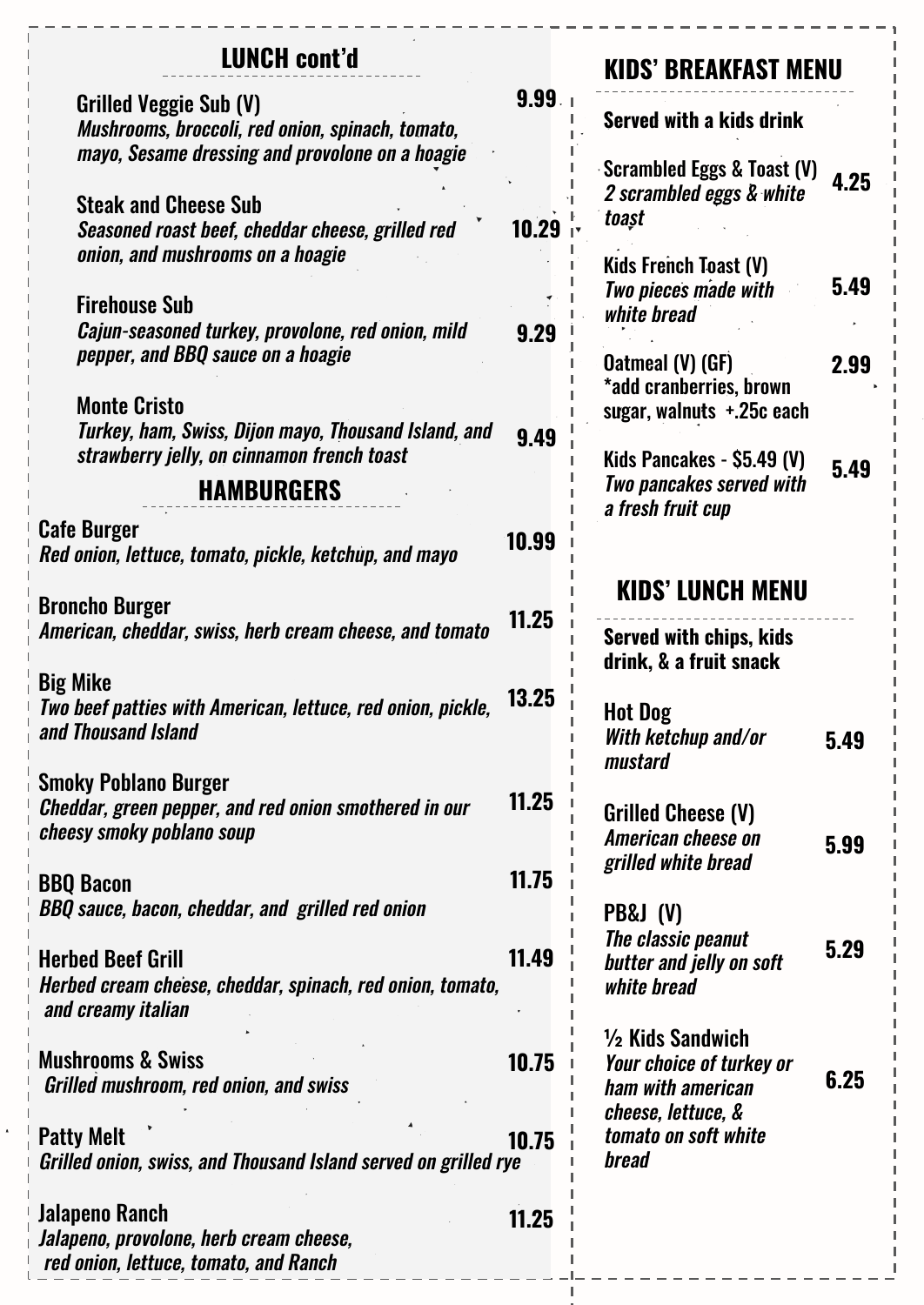## LUNCH cont'd

**Grilled Veggie Sub (V)** — 9.99
*Mushrooms, broccoli, red onion, spinach, tomato, mayo, Sesame dressing and provolone on a hoagie*

**Steak and Cheese Sub** — 10.29
*Seasoned roast beef, cheddar cheese, grilled red onion, and mushrooms on a hoagie*

**Firehouse Sub** — 9.29
*Cajun-seasoned turkey, provolone, red onion, mild pepper, and BBQ sauce on a hoagie*

**Monte Cristo** — 9.49
*Turkey, ham, Swiss, Dijon mayo, Thousand Island, and strawberry jelly, on cinnamon french toast*

## HAMBURGERS

**Cafe Burger** — 10.99
*Red onion, lettuce, tomato, pickle, ketchup, and mayo*

**Broncho Burger** — 11.25
*American, cheddar, swiss, herb cream cheese, and tomato*

**Big Mike** — 13.25
*Two beef patties with American, lettuce, red onion, pickle, and Thousand Island*

**Smoky Poblano Burger** — 11.25
*Cheddar, green pepper, and red onion smothered in our cheesy smoky poblano soup*

**BBQ Bacon** — 11.75
*BBQ sauce, bacon, cheddar, and grilled red onion*

**Herbed Beef Grill** — 11.49
*Herbed cream cheese, cheddar, spinach, red onion, tomato, and creamy italian*

**Mushrooms & Swiss** — 10.75
*Grilled mushroom, red onion, and swiss*

**Patty Melt** — 10.75
*Grilled onion, swiss, and Thousand Island served on grilled rye*

**Jalapeno Ranch** — 11.25
*Jalapeno, provolone, herb cream cheese, red onion, lettuce, tomato, and Ranch*

## KIDS' BREAKFAST MENU

**Served with a kids drink**

**Scrambled Eggs & Toast (V)** — 4.25
*2 scrambled eggs & white toast*

**Kids French Toast (V)** — 5.49
*Two pieces made with white bread*

**Oatmeal (V) (GF)** — 2.99
*add cranberries, brown sugar, walnuts +.25c each

**Kids Pancakes - $5.49 (V)** — 5.49
*Two pancakes served with a fresh fruit cup*

## KIDS' LUNCH MENU

**Served with chips, kids drink, & a fruit snack**

**Hot Dog** — 5.49
*With ketchup and/or mustard*

**Grilled Cheese (V)** — 5.99
*American cheese on grilled white bread*

**PB&J (V)** — 5.29
*The classic peanut butter and jelly on soft white bread*

**½ Kids Sandwich** — 6.25
*Your choice of turkey or ham with american cheese, lettuce, & tomato on soft white bread*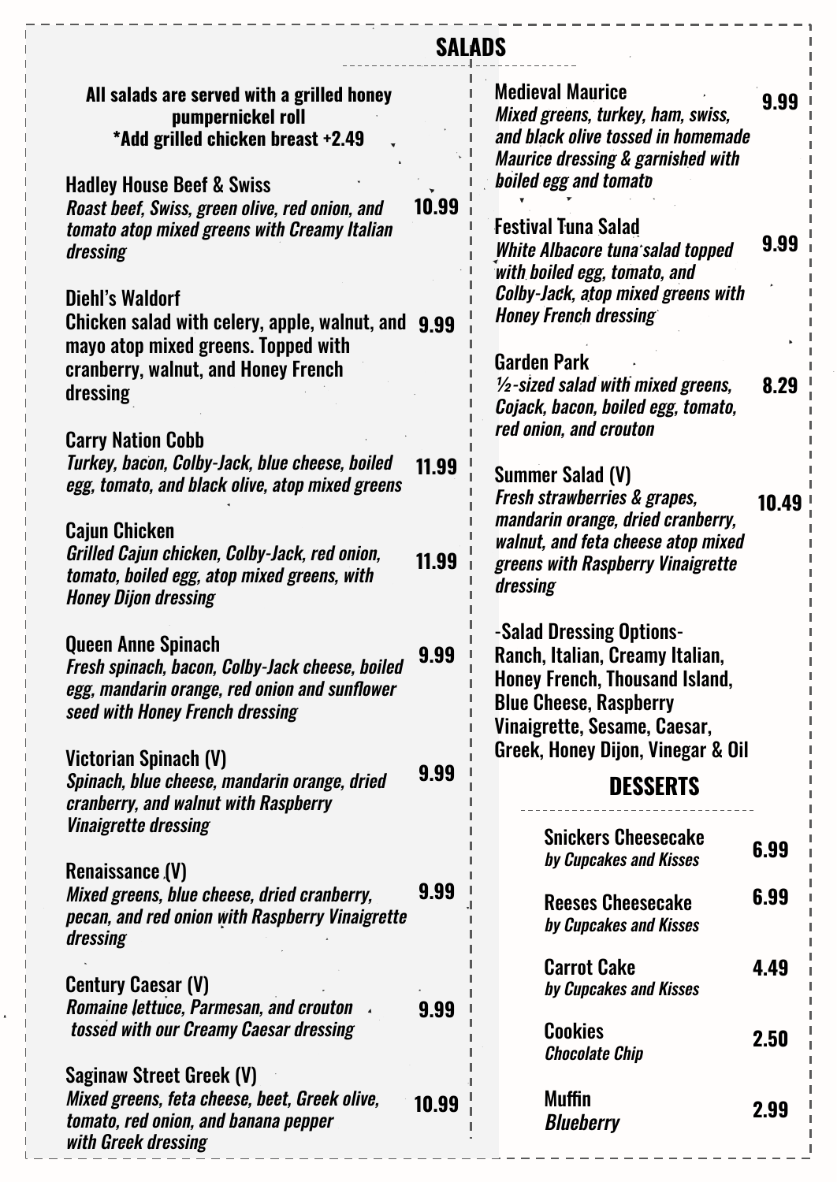## SALADS

**All salads are served with a grilled honey pumpernickel roll**
**\*Add grilled chicken breast +2.49**

**Hadley House Beef & Swiss** — 10.99
*Roast beef, Swiss, green olive, red onion, and tomato atop mixed greens with Creamy Italian dressing*

**Diehl's Waldorf** — 9.99
Chicken salad with celery, apple, walnut, and mayo atop mixed greens. Topped with cranberry, walnut, and Honey French dressing

**Carry Nation Cobb** — 11.99
*Turkey, bacon, Colby-Jack, blue cheese, boiled egg, tomato, and black olive, atop mixed greens*

**Cajun Chicken** — 11.99
*Grilled Cajun chicken, Colby-Jack, red onion, tomato, boiled egg, atop mixed greens, with Honey Dijon dressing*

**Queen Anne Spinach** — 9.99
*Fresh spinach, bacon, Colby-Jack cheese, boiled egg, mandarin orange, red onion and sunflower seed with Honey French dressing*

**Victorian Spinach (V)** — 9.99
*Spinach, blue cheese, mandarin orange, dried cranberry, and walnut with Raspberry Vinaigrette dressing*

**Renaissance (V)** — 9.99
*Mixed greens, blue cheese, dried cranberry, pecan, and red onion with Raspberry Vinaigrette dressing*

**Century Caesar (V)** — 9.99
*Romaine lettuce, Parmesan, and crouton tossed with our Creamy Caesar dressing*

**Saginaw Street Greek (V)** — 10.99
*Mixed greens, feta cheese, beet, Greek olive, tomato, red onion, and banana pepper with Greek dressing*

**Medieval Maurice** — 9.99
*Mixed greens, turkey, ham, swiss, and black olive tossed in homemade Maurice dressing & garnished with boiled egg and tomato*

**Festival Tuna Salad** — 9.99
*White Albacore tuna salad topped with boiled egg, tomato, and Colby-Jack, atop mixed greens with Honey French dressing*

**Garden Park** — 8.29
*½-sized salad with mixed greens, Cojack, bacon, boiled egg, tomato, red onion, and crouton*

**Summer Salad (V)** — 10.49
*Fresh strawberries & grapes, mandarin orange, dried cranberry, walnut, and feta cheese atop mixed greens with Raspberry Vinaigrette dressing*

**-Salad Dressing Options-**
Ranch, Italian, Creamy Italian, Honey French, Thousand Island, Blue Cheese, Raspberry Vinaigrette, Sesame, Caesar, Greek, Honey Dijon, Vinegar & Oil

## DESSERTS

**Snickers Cheesecake** — 6.99
*by Cupcakes and Kisses*

**Reeses Cheesecake** — 6.99
*by Cupcakes and Kisses*

**Carrot Cake** — 4.49
*by Cupcakes and Kisses*

**Cookies** — 2.50
*Chocolate Chip*

**Muffin** — 2.99
*Blueberry*